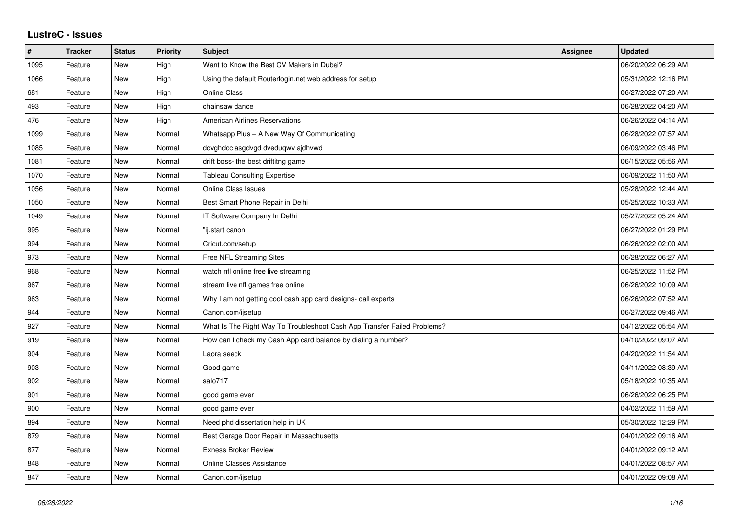# LustreC - Issues

| # | Tracker | Status | Priority | Subject | Assignee | Updated |
|---|---|---|---|---|---|---|
| 1095 | Feature | New | High | Want to Know the Best CV Makers in Dubai? | | 06/20/2022 06:29 AM |
| 1066 | Feature | New | High | Using the default Routerlogin.net web address for setup | | 05/31/2022 12:16 PM |
| 681 | Feature | New | High | Online Class | | 06/27/2022 07:20 AM |
| 493 | Feature | New | High | chainsaw dance | | 06/28/2022 04:20 AM |
| 476 | Feature | New | High | American Airlines Reservations | | 06/26/2022 04:14 AM |
| 1099 | Feature | New | Normal | Whatsapp Plus – A New Way Of Communicating | | 06/28/2022 07:57 AM |
| 1085 | Feature | New | Normal | dcvghdcc asgdvgd dveduqwv ajdhvwd | | 06/09/2022 03:46 PM |
| 1081 | Feature | New | Normal | drift boss- the best driftitng game | | 06/15/2022 05:56 AM |
| 1070 | Feature | New | Normal | Tableau Consulting Expertise | | 06/09/2022 11:50 AM |
| 1056 | Feature | New | Normal | Online Class Issues | | 05/28/2022 12:44 AM |
| 1050 | Feature | New | Normal | Best Smart Phone Repair in Delhi | | 05/25/2022 10:33 AM |
| 1049 | Feature | New | Normal | IT Software Company In Delhi | | 05/27/2022 05:24 AM |
| 995 | Feature | New | Normal | "ij.start canon | | 06/27/2022 01:29 PM |
| 994 | Feature | New | Normal | Cricut.com/setup | | 06/26/2022 02:00 AM |
| 973 | Feature | New | Normal | Free NFL Streaming Sites | | 06/28/2022 06:27 AM |
| 968 | Feature | New | Normal | watch nfl online free live streaming | | 06/25/2022 11:52 PM |
| 967 | Feature | New | Normal | stream live nfl games free online | | 06/26/2022 10:09 AM |
| 963 | Feature | New | Normal | Why I am not getting cool cash app card designs- call experts | | 06/26/2022 07:52 AM |
| 944 | Feature | New | Normal | Canon.com/ijsetup | | 06/27/2022 09:46 AM |
| 927 | Feature | New | Normal | What Is The Right Way To Troubleshoot Cash App Transfer Failed Problems? | | 04/12/2022 05:54 AM |
| 919 | Feature | New | Normal | How can I check my Cash App card balance by dialing a number? | | 04/10/2022 09:07 AM |
| 904 | Feature | New | Normal | Laora seeck | | 04/20/2022 11:54 AM |
| 903 | Feature | New | Normal | Good game | | 04/11/2022 08:39 AM |
| 902 | Feature | New | Normal | salo717 | | 05/18/2022 10:35 AM |
| 901 | Feature | New | Normal | good game ever | | 06/26/2022 06:25 PM |
| 900 | Feature | New | Normal | good game ever | | 04/02/2022 11:59 AM |
| 894 | Feature | New | Normal | Need phd dissertation help in UK | | 05/30/2022 12:29 PM |
| 879 | Feature | New | Normal | Best Garage Door Repair in Massachusetts | | 04/01/2022 09:16 AM |
| 877 | Feature | New | Normal | Exness Broker Review | | 04/01/2022 09:12 AM |
| 848 | Feature | New | Normal | Online Classes Assistance | | 04/01/2022 08:57 AM |
| 847 | Feature | New | Normal | Canon.com/ijsetup | | 04/01/2022 09:08 AM |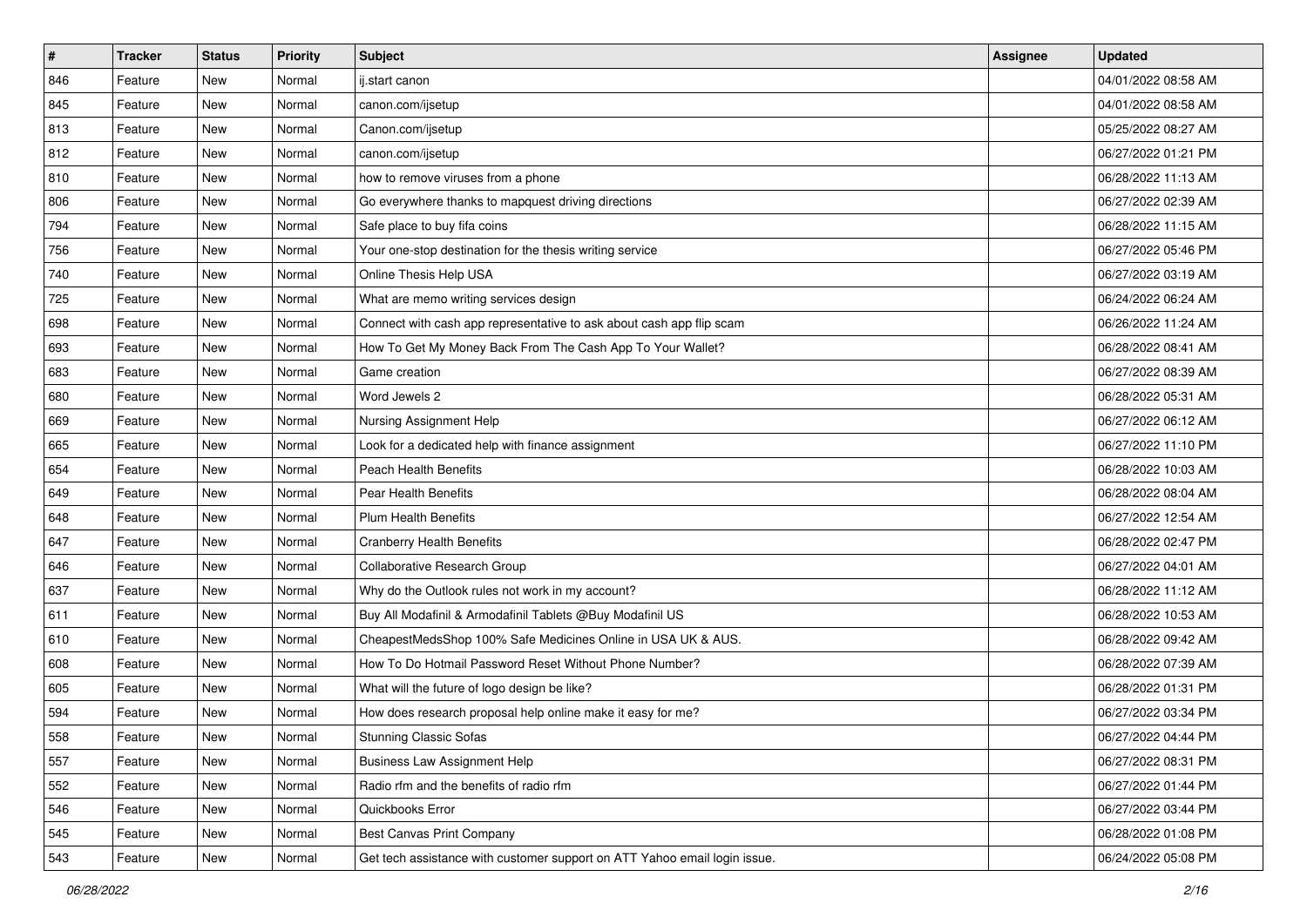| # | Tracker | Status | Priority | Subject | Assignee | Updated |
|---|---|---|---|---|---|---|
| 846 | Feature | New | Normal | ij.start canon | | 04/01/2022 08:58 AM |
| 845 | Feature | New | Normal | canon.com/ijsetup | | 04/01/2022 08:58 AM |
| 813 | Feature | New | Normal | Canon.com/ijsetup | | 05/25/2022 08:27 AM |
| 812 | Feature | New | Normal | canon.com/ijsetup | | 06/27/2022 01:21 PM |
| 810 | Feature | New | Normal | how to remove viruses from a phone | | 06/28/2022 11:13 AM |
| 806 | Feature | New | Normal | Go everywhere thanks to mapquest driving directions | | 06/27/2022 02:39 AM |
| 794 | Feature | New | Normal | Safe place to buy fifa coins | | 06/28/2022 11:15 AM |
| 756 | Feature | New | Normal | Your one-stop destination for the thesis writing service | | 06/27/2022 05:46 PM |
| 740 | Feature | New | Normal | Online Thesis Help USA | | 06/27/2022 03:19 AM |
| 725 | Feature | New | Normal | What are memo writing services design | | 06/24/2022 06:24 AM |
| 698 | Feature | New | Normal | Connect with cash app representative to ask about cash app flip scam | | 06/26/2022 11:24 AM |
| 693 | Feature | New | Normal | How To Get My Money Back From The Cash App To Your Wallet? | | 06/28/2022 08:41 AM |
| 683 | Feature | New | Normal | Game creation | | 06/27/2022 08:39 AM |
| 680 | Feature | New | Normal | Word Jewels 2 | | 06/28/2022 05:31 AM |
| 669 | Feature | New | Normal | Nursing Assignment Help | | 06/27/2022 06:12 AM |
| 665 | Feature | New | Normal | Look for a dedicated help with finance assignment | | 06/27/2022 11:10 PM |
| 654 | Feature | New | Normal | Peach Health Benefits | | 06/28/2022 10:03 AM |
| 649 | Feature | New | Normal | Pear Health Benefits | | 06/28/2022 08:04 AM |
| 648 | Feature | New | Normal | Plum Health Benefits | | 06/27/2022 12:54 AM |
| 647 | Feature | New | Normal | Cranberry Health Benefits | | 06/28/2022 02:47 PM |
| 646 | Feature | New | Normal | Collaborative Research Group | | 06/27/2022 04:01 AM |
| 637 | Feature | New | Normal | Why do the Outlook rules not work in my account? | | 06/28/2022 11:12 AM |
| 611 | Feature | New | Normal | Buy All Modafinil & Armodafinil Tablets @Buy Modafinil US | | 06/28/2022 10:53 AM |
| 610 | Feature | New | Normal | CheapestMedsShop 100% Safe Medicines Online in USA UK & AUS. | | 06/28/2022 09:42 AM |
| 608 | Feature | New | Normal | How To Do Hotmail Password Reset Without Phone Number? | | 06/28/2022 07:39 AM |
| 605 | Feature | New | Normal | What will the future of logo design be like? | | 06/28/2022 01:31 PM |
| 594 | Feature | New | Normal | How does research proposal help online make it easy for me? | | 06/27/2022 03:34 PM |
| 558 | Feature | New | Normal | Stunning Classic Sofas | | 06/27/2022 04:44 PM |
| 557 | Feature | New | Normal | Business Law Assignment Help | | 06/27/2022 08:31 PM |
| 552 | Feature | New | Normal | Radio rfm and the benefits of radio rfm | | 06/27/2022 01:44 PM |
| 546 | Feature | New | Normal | Quickbooks Error | | 06/27/2022 03:44 PM |
| 545 | Feature | New | Normal | Best Canvas Print Company | | 06/28/2022 01:08 PM |
| 543 | Feature | New | Normal | Get tech assistance with customer support on ATT Yahoo email login issue. | | 06/24/2022 05:08 PM |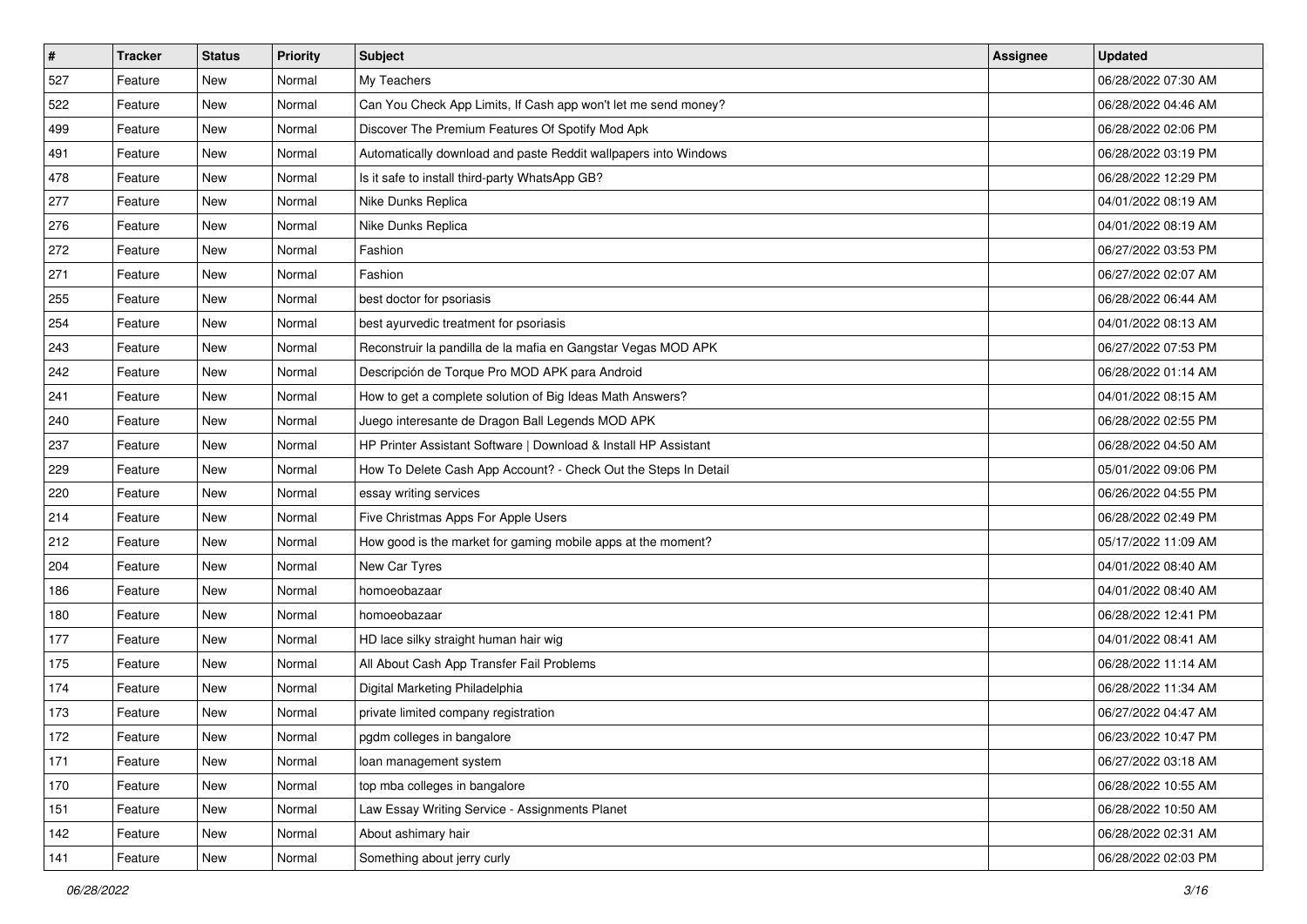| # | Tracker | Status | Priority | Subject | Assignee | Updated |
|---|---|---|---|---|---|---|
| 527 | Feature | New | Normal | My Teachers | | 06/28/2022 07:30 AM |
| 522 | Feature | New | Normal | Can You Check App Limits, If Cash app won't let me send money? | | 06/28/2022 04:46 AM |
| 499 | Feature | New | Normal | Discover The Premium Features Of Spotify Mod Apk | | 06/28/2022 02:06 PM |
| 491 | Feature | New | Normal | Automatically download and paste Reddit wallpapers into Windows | | 06/28/2022 03:19 PM |
| 478 | Feature | New | Normal | Is it safe to install third-party WhatsApp GB? | | 06/28/2022 12:29 PM |
| 277 | Feature | New | Normal | Nike Dunks Replica | | 04/01/2022 08:19 AM |
| 276 | Feature | New | Normal | Nike Dunks Replica | | 04/01/2022 08:19 AM |
| 272 | Feature | New | Normal | Fashion | | 06/27/2022 03:53 PM |
| 271 | Feature | New | Normal | Fashion | | 06/27/2022 02:07 AM |
| 255 | Feature | New | Normal | best doctor for psoriasis | | 06/28/2022 06:44 AM |
| 254 | Feature | New | Normal | best ayurvedic treatment for psoriasis | | 04/01/2022 08:13 AM |
| 243 | Feature | New | Normal | Reconstruir la pandilla de la mafia en Gangstar Vegas MOD APK | | 06/27/2022 07:53 PM |
| 242 | Feature | New | Normal | Descripción de Torque Pro MOD APK para Android | | 06/28/2022 01:14 AM |
| 241 | Feature | New | Normal | How to get a complete solution of Big Ideas Math Answers? | | 04/01/2022 08:15 AM |
| 240 | Feature | New | Normal | Juego interesante de Dragon Ball Legends MOD APK | | 06/28/2022 02:55 PM |
| 237 | Feature | New | Normal | HP Printer Assistant Software \| Download & Install HP Assistant | | 06/28/2022 04:50 AM |
| 229 | Feature | New | Normal | How To Delete Cash App Account? - Check Out the Steps In Detail | | 05/01/2022 09:06 PM |
| 220 | Feature | New | Normal | essay writing services | | 06/26/2022 04:55 PM |
| 214 | Feature | New | Normal | Five Christmas Apps For Apple Users | | 06/28/2022 02:49 PM |
| 212 | Feature | New | Normal | How good is the market for gaming mobile apps at the moment? | | 05/17/2022 11:09 AM |
| 204 | Feature | New | Normal | New Car Tyres | | 04/01/2022 08:40 AM |
| 186 | Feature | New | Normal | homoeobazaar | | 04/01/2022 08:40 AM |
| 180 | Feature | New | Normal | homoeobazaar | | 06/28/2022 12:41 PM |
| 177 | Feature | New | Normal | HD lace silky straight human hair wig | | 04/01/2022 08:41 AM |
| 175 | Feature | New | Normal | All About Cash App Transfer Fail Problems | | 06/28/2022 11:14 AM |
| 174 | Feature | New | Normal | Digital Marketing Philadelphia | | 06/28/2022 11:34 AM |
| 173 | Feature | New | Normal | private limited company registration | | 06/27/2022 04:47 AM |
| 172 | Feature | New | Normal | pgdm colleges in bangalore | | 06/23/2022 10:47 PM |
| 171 | Feature | New | Normal | loan management system | | 06/27/2022 03:18 AM |
| 170 | Feature | New | Normal | top mba colleges in bangalore | | 06/28/2022 10:55 AM |
| 151 | Feature | New | Normal | Law Essay Writing Service - Assignments Planet | | 06/28/2022 10:50 AM |
| 142 | Feature | New | Normal | About ashimary hair | | 06/28/2022 02:31 AM |
| 141 | Feature | New | Normal | Something about jerry curly | | 06/28/2022 02:03 PM |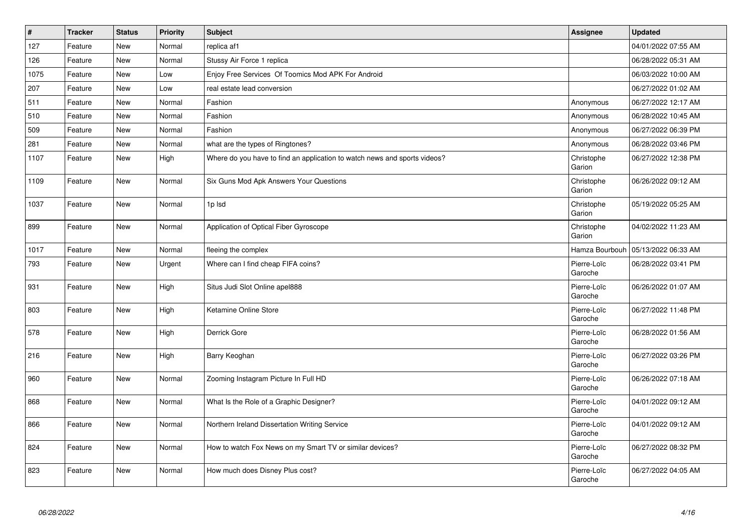| # | Tracker | Status | Priority | Subject | Assignee | Updated |
|---|---|---|---|---|---|---|
| 127 | Feature | New | Normal | replica af1 | | 04/01/2022 07:55 AM |
| 126 | Feature | New | Normal | Stussy Air Force 1 replica | | 06/28/2022 05:31 AM |
| 1075 | Feature | New | Low | Enjoy Free Services Of Toomics Mod APK For Android | | 06/03/2022 10:00 AM |
| 207 | Feature | New | Low | real estate lead conversion | | 06/27/2022 01:02 AM |
| 511 | Feature | New | Normal | Fashion | Anonymous | 06/27/2022 12:17 AM |
| 510 | Feature | New | Normal | Fashion | Anonymous | 06/28/2022 10:45 AM |
| 509 | Feature | New | Normal | Fashion | Anonymous | 06/27/2022 06:39 PM |
| 281 | Feature | New | Normal | what are the types of Ringtones? | Anonymous | 06/28/2022 03:46 PM |
| 1107 | Feature | New | High | Where do you have to find an application to watch news and sports videos? | Christophe Garion | 06/27/2022 12:38 PM |
| 1109 | Feature | New | Normal | Six Guns Mod Apk Answers Your Questions | Christophe Garion | 06/26/2022 09:12 AM |
| 1037 | Feature | New | Normal | 1p lsd | Christophe Garion | 05/19/2022 05:25 AM |
| 899 | Feature | New | Normal | Application of Optical Fiber Gyroscope | Christophe Garion | 04/02/2022 11:23 AM |
| 1017 | Feature | New | Normal | fleeing the complex | Hamza Bourbouh | 05/13/2022 06:33 AM |
| 793 | Feature | New | Urgent | Where can I find cheap FIFA coins? | Pierre-Loïc Garoche | 06/28/2022 03:41 PM |
| 931 | Feature | New | High | Situs Judi Slot Online apel888 | Pierre-Loïc Garoche | 06/26/2022 01:07 AM |
| 803 | Feature | New | High | Ketamine Online Store | Pierre-Loïc Garoche | 06/27/2022 11:48 PM |
| 578 | Feature | New | High | Derrick Gore | Pierre-Loïc Garoche | 06/28/2022 01:56 AM |
| 216 | Feature | New | High | Barry Keoghan | Pierre-Loïc Garoche | 06/27/2022 03:26 PM |
| 960 | Feature | New | Normal | Zooming Instagram Picture In Full HD | Pierre-Loïc Garoche | 06/26/2022 07:18 AM |
| 868 | Feature | New | Normal | What Is the Role of a Graphic Designer? | Pierre-Loïc Garoche | 04/01/2022 09:12 AM |
| 866 | Feature | New | Normal | Northern Ireland Dissertation Writing Service | Pierre-Loïc Garoche | 04/01/2022 09:12 AM |
| 824 | Feature | New | Normal | How to watch Fox News on my Smart TV or similar devices? | Pierre-Loïc Garoche | 06/27/2022 08:32 PM |
| 823 | Feature | New | Normal | How much does Disney Plus cost? | Pierre-Loïc Garoche | 06/27/2022 04:05 AM |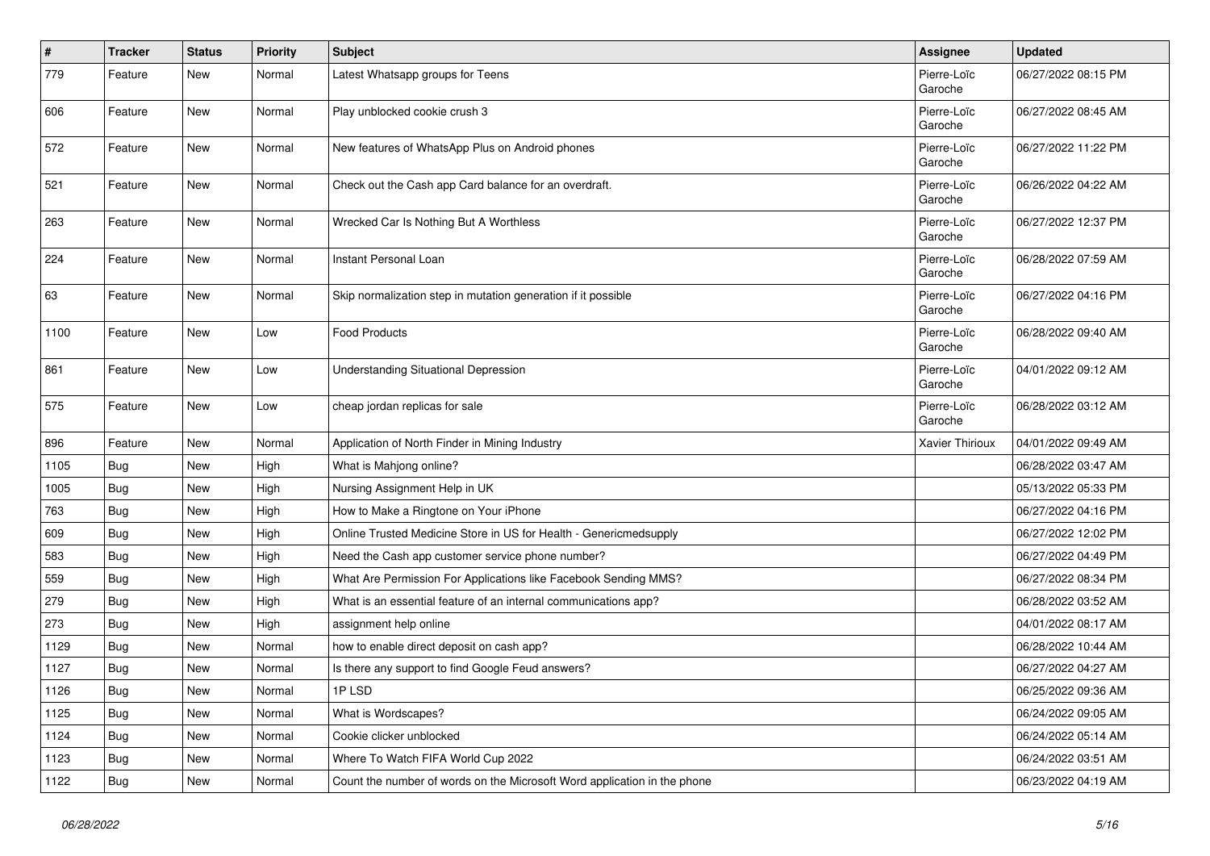| # | Tracker | Status | Priority | Subject | Assignee | Updated |
|---|---|---|---|---|---|---|
| 779 | Feature | New | Normal | Latest Whatsapp groups for Teens | Pierre-Loïc Garoche | 06/27/2022 08:15 PM |
| 606 | Feature | New | Normal | Play unblocked cookie crush 3 | Pierre-Loïc Garoche | 06/27/2022 08:45 AM |
| 572 | Feature | New | Normal | New features of WhatsApp Plus on Android phones | Pierre-Loïc Garoche | 06/27/2022 11:22 PM |
| 521 | Feature | New | Normal | Check out the Cash app Card balance for an overdraft. | Pierre-Loïc Garoche | 06/26/2022 04:22 AM |
| 263 | Feature | New | Normal | Wrecked Car Is Nothing But A Worthless | Pierre-Loïc Garoche | 06/27/2022 12:37 PM |
| 224 | Feature | New | Normal | Instant Personal Loan | Pierre-Loïc Garoche | 06/28/2022 07:59 AM |
| 63 | Feature | New | Normal | Skip normalization step in mutation generation if it possible | Pierre-Loïc Garoche | 06/27/2022 04:16 PM |
| 1100 | Feature | New | Low | Food Products | Pierre-Loïc Garoche | 06/28/2022 09:40 AM |
| 861 | Feature | New | Low | Understanding Situational Depression | Pierre-Loïc Garoche | 04/01/2022 09:12 AM |
| 575 | Feature | New | Low | cheap jordan replicas for sale | Pierre-Loïc Garoche | 06/28/2022 03:12 AM |
| 896 | Feature | New | Normal | Application of North Finder in Mining Industry | Xavier Thirioux | 04/01/2022 09:49 AM |
| 1105 | Bug | New | High | What is Mahjong online? | | 06/28/2022 03:47 AM |
| 1005 | Bug | New | High | Nursing Assignment Help in UK | | 05/13/2022 05:33 PM |
| 763 | Bug | New | High | How to Make a Ringtone on Your iPhone | | 06/27/2022 04:16 PM |
| 609 | Bug | New | High | Online Trusted Medicine Store in US for Health - Genericmedsupply | | 06/27/2022 12:02 PM |
| 583 | Bug | New | High | Need the Cash app customer service phone number? | | 06/27/2022 04:49 PM |
| 559 | Bug | New | High | What Are Permission For Applications like Facebook Sending MMS? | | 06/27/2022 08:34 PM |
| 279 | Bug | New | High | What is an essential feature of an internal communications app? | | 06/28/2022 03:52 AM |
| 273 | Bug | New | High | assignment help online | | 04/01/2022 08:17 AM |
| 1129 | Bug | New | Normal | how to enable direct deposit on cash app? | | 06/28/2022 10:44 AM |
| 1127 | Bug | New | Normal | Is there any support to find Google Feud answers? | | 06/27/2022 04:27 AM |
| 1126 | Bug | New | Normal | 1P LSD | | 06/25/2022 09:36 AM |
| 1125 | Bug | New | Normal | What is Wordscapes? | | 06/24/2022 09:05 AM |
| 1124 | Bug | New | Normal | Cookie clicker unblocked | | 06/24/2022 05:14 AM |
| 1123 | Bug | New | Normal | Where To Watch FIFA World Cup 2022 | | 06/24/2022 03:51 AM |
| 1122 | Bug | New | Normal | Count the number of words on the Microsoft Word application in the phone | | 06/23/2022 04:19 AM |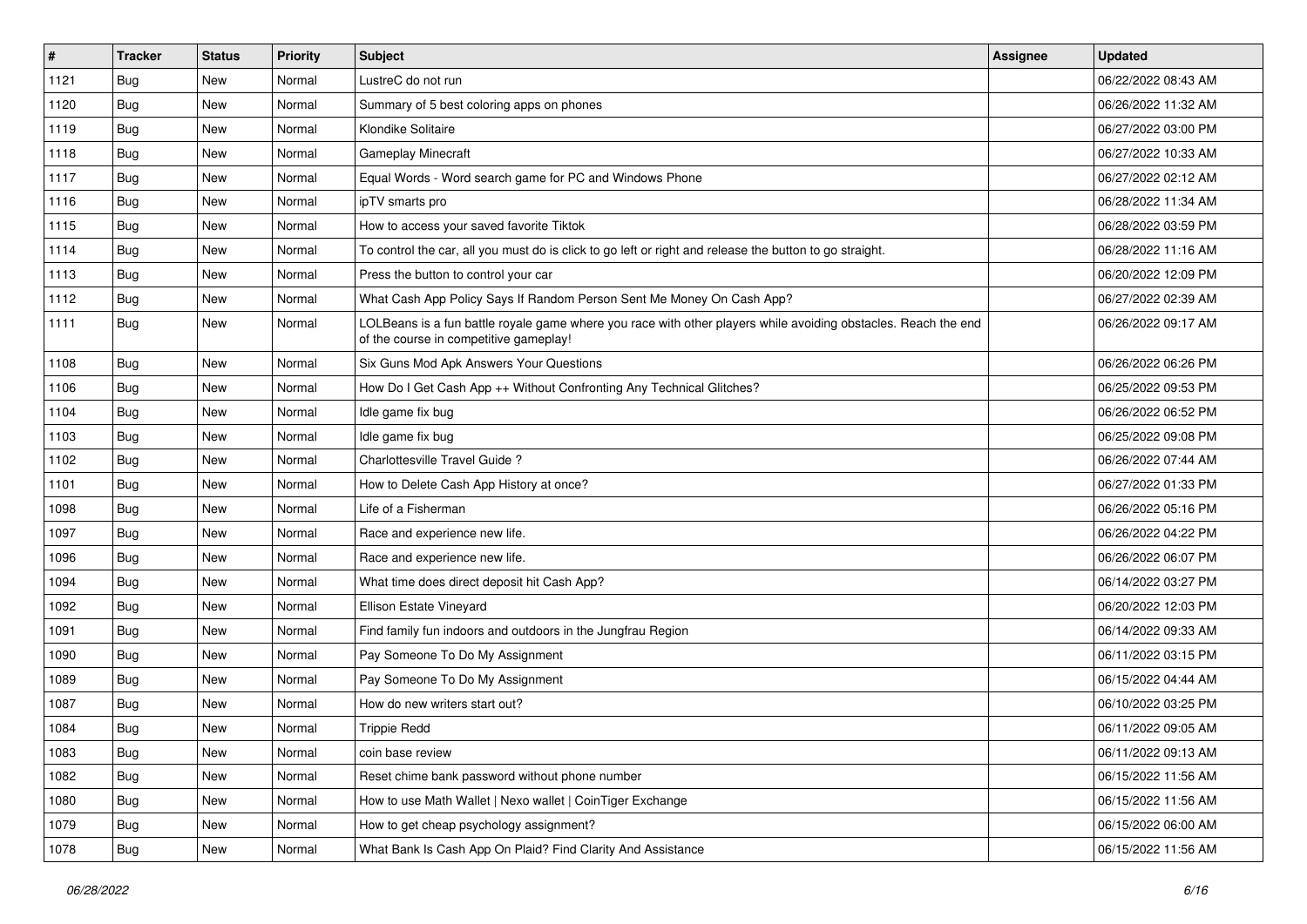| # | Tracker | Status | Priority | Subject | Assignee | Updated |
|---|---|---|---|---|---|---|
| 1121 | Bug | New | Normal | LustreC do not run | | 06/22/2022 08:43 AM |
| 1120 | Bug | New | Normal | Summary of 5 best coloring apps on phones | | 06/26/2022 11:32 AM |
| 1119 | Bug | New | Normal | Klondike Solitaire | | 06/27/2022 03:00 PM |
| 1118 | Bug | New | Normal | Gameplay Minecraft | | 06/27/2022 10:33 AM |
| 1117 | Bug | New | Normal | Equal Words - Word search game for PC and Windows Phone | | 06/27/2022 02:12 AM |
| 1116 | Bug | New | Normal | ipTV smarts pro | | 06/28/2022 11:34 AM |
| 1115 | Bug | New | Normal | How to access your saved favorite Tiktok | | 06/28/2022 03:59 PM |
| 1114 | Bug | New | Normal | To control the car, all you must do is click to go left or right and release the button to go straight. | | 06/28/2022 11:16 AM |
| 1113 | Bug | New | Normal | Press the button to control your car | | 06/20/2022 12:09 PM |
| 1112 | Bug | New | Normal | What Cash App Policy Says If Random Person Sent Me Money On Cash App? | | 06/27/2022 02:39 AM |
| 1111 | Bug | New | Normal | LOLBeans is a fun battle royale game where you race with other players while avoiding obstacles. Reach the end of the course in competitive gameplay! | | 06/26/2022 09:17 AM |
| 1108 | Bug | New | Normal | Six Guns Mod Apk Answers Your Questions | | 06/26/2022 06:26 PM |
| 1106 | Bug | New | Normal | How Do I Get Cash App ++ Without Confronting Any Technical Glitches? | | 06/25/2022 09:53 PM |
| 1104 | Bug | New | Normal | Idle game fix bug | | 06/26/2022 06:52 PM |
| 1103 | Bug | New | Normal | Idle game fix bug | | 06/25/2022 09:08 PM |
| 1102 | Bug | New | Normal | Charlottesville Travel Guide ? | | 06/26/2022 07:44 AM |
| 1101 | Bug | New | Normal | How to Delete Cash App History at once? | | 06/27/2022 01:33 PM |
| 1098 | Bug | New | Normal | Life of a Fisherman | | 06/26/2022 05:16 PM |
| 1097 | Bug | New | Normal | Race and experience new life. | | 06/26/2022 04:22 PM |
| 1096 | Bug | New | Normal | Race and experience new life. | | 06/26/2022 06:07 PM |
| 1094 | Bug | New | Normal | What time does direct deposit hit Cash App? | | 06/14/2022 03:27 PM |
| 1092 | Bug | New | Normal | Ellison Estate Vineyard | | 06/20/2022 12:03 PM |
| 1091 | Bug | New | Normal | Find family fun indoors and outdoors in the Jungfrau Region | | 06/14/2022 09:33 AM |
| 1090 | Bug | New | Normal | Pay Someone To Do My Assignment | | 06/11/2022 03:15 PM |
| 1089 | Bug | New | Normal | Pay Someone To Do My Assignment | | 06/15/2022 04:44 AM |
| 1087 | Bug | New | Normal | How do new writers start out? | | 06/10/2022 03:25 PM |
| 1084 | Bug | New | Normal | Trippie Redd | | 06/11/2022 09:05 AM |
| 1083 | Bug | New | Normal | coin base review | | 06/11/2022 09:13 AM |
| 1082 | Bug | New | Normal | Reset chime bank password without phone number | | 06/15/2022 11:56 AM |
| 1080 | Bug | New | Normal | How to use Math Wallet \| Nexo wallet \| CoinTiger Exchange | | 06/15/2022 11:56 AM |
| 1079 | Bug | New | Normal | How to get cheap psychology assignment? | | 06/15/2022 06:00 AM |
| 1078 | Bug | New | Normal | What Bank Is Cash App On Plaid? Find Clarity And Assistance | | 06/15/2022 11:56 AM |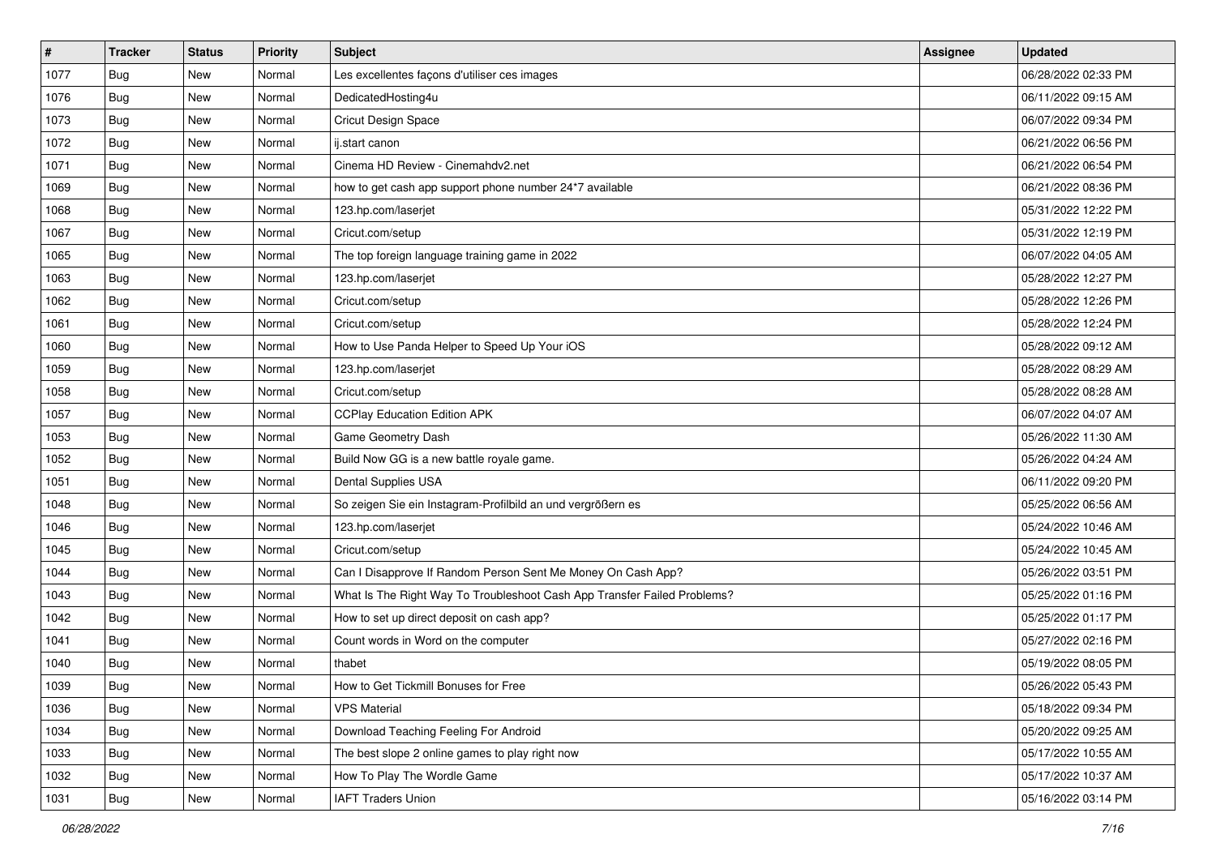| # | Tracker | Status | Priority | Subject | Assignee | Updated |
| --- | --- | --- | --- | --- | --- | --- |
| 1077 | Bug | New | Normal | Les excellentes façons d'utiliser ces images | | 06/28/2022 02:33 PM |
| 1076 | Bug | New | Normal | DedicatedHosting4u | | 06/11/2022 09:15 AM |
| 1073 | Bug | New | Normal | Cricut Design Space | | 06/07/2022 09:34 PM |
| 1072 | Bug | New | Normal | ij.start canon | | 06/21/2022 06:56 PM |
| 1071 | Bug | New | Normal | Cinema HD Review - Cinemahdv2.net | | 06/21/2022 06:54 PM |
| 1069 | Bug | New | Normal | how to get cash app support phone number 24*7 available | | 06/21/2022 08:36 PM |
| 1068 | Bug | New | Normal | 123.hp.com/laserjet | | 05/31/2022 12:22 PM |
| 1067 | Bug | New | Normal | Cricut.com/setup | | 05/31/2022 12:19 PM |
| 1065 | Bug | New | Normal | The top foreign language training game in 2022 | | 06/07/2022 04:05 AM |
| 1063 | Bug | New | Normal | 123.hp.com/laserjet | | 05/28/2022 12:27 PM |
| 1062 | Bug | New | Normal | Cricut.com/setup | | 05/28/2022 12:26 PM |
| 1061 | Bug | New | Normal | Cricut.com/setup | | 05/28/2022 12:24 PM |
| 1060 | Bug | New | Normal | How to Use Panda Helper to Speed Up Your iOS | | 05/28/2022 09:12 AM |
| 1059 | Bug | New | Normal | 123.hp.com/laserjet | | 05/28/2022 08:29 AM |
| 1058 | Bug | New | Normal | Cricut.com/setup | | 05/28/2022 08:28 AM |
| 1057 | Bug | New | Normal | CCPlay Education Edition APK | | 06/07/2022 04:07 AM |
| 1053 | Bug | New | Normal | Game Geometry Dash | | 05/26/2022 11:30 AM |
| 1052 | Bug | New | Normal | Build Now GG is a new battle royale game. | | 05/26/2022 04:24 AM |
| 1051 | Bug | New | Normal | Dental Supplies USA | | 06/11/2022 09:20 PM |
| 1048 | Bug | New | Normal | So zeigen Sie ein Instagram-Profilbild an und vergrößern es | | 05/25/2022 06:56 AM |
| 1046 | Bug | New | Normal | 123.hp.com/laserjet | | 05/24/2022 10:46 AM |
| 1045 | Bug | New | Normal | Cricut.com/setup | | 05/24/2022 10:45 AM |
| 1044 | Bug | New | Normal | Can I Disapprove If Random Person Sent Me Money On Cash App? | | 05/26/2022 03:51 PM |
| 1043 | Bug | New | Normal | What Is The Right Way To Troubleshoot Cash App Transfer Failed Problems? | | 05/25/2022 01:16 PM |
| 1042 | Bug | New | Normal | How to set up direct deposit on cash app? | | 05/25/2022 01:17 PM |
| 1041 | Bug | New | Normal | Count words in Word on the computer | | 05/27/2022 02:16 PM |
| 1040 | Bug | New | Normal | thabet | | 05/19/2022 08:05 PM |
| 1039 | Bug | New | Normal | How to Get Tickmill Bonuses for Free | | 05/26/2022 05:43 PM |
| 1036 | Bug | New | Normal | VPS Material | | 05/18/2022 09:34 PM |
| 1034 | Bug | New | Normal | Download Teaching Feeling For Android | | 05/20/2022 09:25 AM |
| 1033 | Bug | New | Normal | The best slope 2 online games to play right now | | 05/17/2022 10:55 AM |
| 1032 | Bug | New | Normal | How To Play The Wordle Game | | 05/17/2022 10:37 AM |
| 1031 | Bug | New | Normal | IAFT Traders Union | | 05/16/2022 03:14 PM |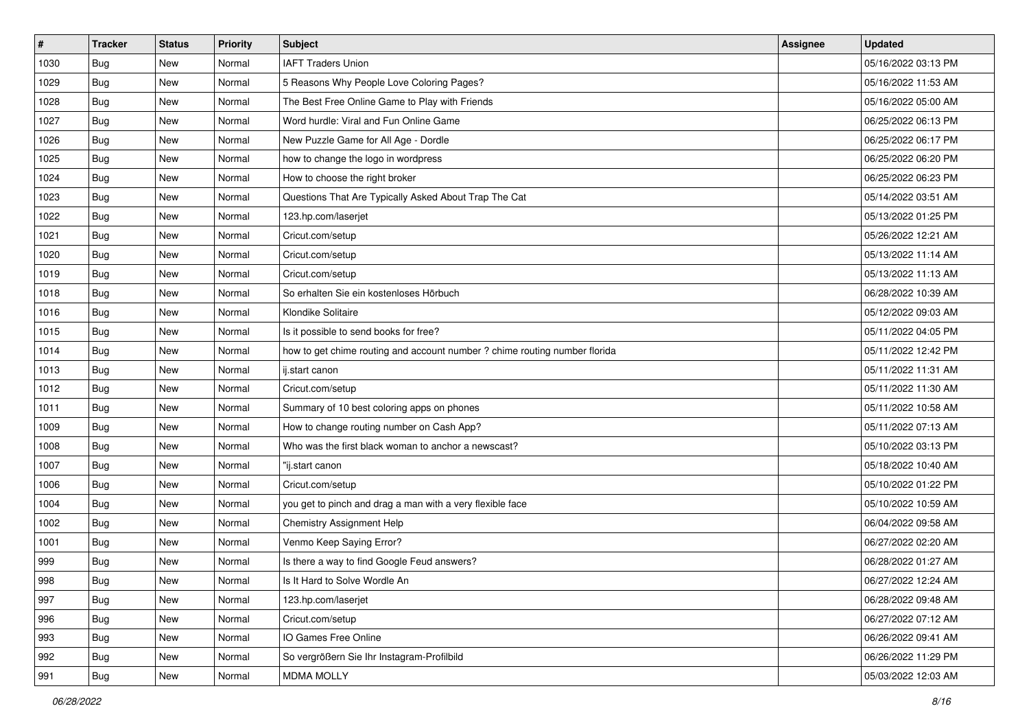| # | Tracker | Status | Priority | Subject | Assignee | Updated |
|---|---|---|---|---|---|---|
| 1030 | Bug | New | Normal | IAFT Traders Union | | 05/16/2022 03:13 PM |
| 1029 | Bug | New | Normal | 5 Reasons Why People Love Coloring Pages? | | 05/16/2022 11:53 AM |
| 1028 | Bug | New | Normal | The Best Free Online Game to Play with Friends | | 05/16/2022 05:00 AM |
| 1027 | Bug | New | Normal | Word hurdle: Viral and Fun Online Game | | 06/25/2022 06:13 PM |
| 1026 | Bug | New | Normal | New Puzzle Game for All Age - Dordle | | 06/25/2022 06:17 PM |
| 1025 | Bug | New | Normal | how to change the logo in wordpress | | 06/25/2022 06:20 PM |
| 1024 | Bug | New | Normal | How to choose the right broker | | 06/25/2022 06:23 PM |
| 1023 | Bug | New | Normal | Questions That Are Typically Asked About Trap The Cat | | 05/14/2022 03:51 AM |
| 1022 | Bug | New | Normal | 123.hp.com/laserjet | | 05/13/2022 01:25 PM |
| 1021 | Bug | New | Normal | Cricut.com/setup | | 05/26/2022 12:21 AM |
| 1020 | Bug | New | Normal | Cricut.com/setup | | 05/13/2022 11:14 AM |
| 1019 | Bug | New | Normal | Cricut.com/setup | | 05/13/2022 11:13 AM |
| 1018 | Bug | New | Normal | So erhalten Sie ein kostenloses Hörbuch | | 06/28/2022 10:39 AM |
| 1016 | Bug | New | Normal | Klondike Solitaire | | 05/12/2022 09:03 AM |
| 1015 | Bug | New | Normal | Is it possible to send books for free? | | 05/11/2022 04:05 PM |
| 1014 | Bug | New | Normal | how to get chime routing and account number ? chime routing number florida | | 05/11/2022 12:42 PM |
| 1013 | Bug | New | Normal | ij.start canon | | 05/11/2022 11:31 AM |
| 1012 | Bug | New | Normal | Cricut.com/setup | | 05/11/2022 11:30 AM |
| 1011 | Bug | New | Normal | Summary of 10 best coloring apps on phones | | 05/11/2022 10:58 AM |
| 1009 | Bug | New | Normal | How to change routing number on Cash App? | | 05/11/2022 07:13 AM |
| 1008 | Bug | New | Normal | Who was the first black woman to anchor a newscast? | | 05/10/2022 03:13 PM |
| 1007 | Bug | New | Normal | "ij.start canon | | 05/18/2022 10:40 AM |
| 1006 | Bug | New | Normal | Cricut.com/setup | | 05/10/2022 01:22 PM |
| 1004 | Bug | New | Normal | you get to pinch and drag a man with a very flexible face | | 05/10/2022 10:59 AM |
| 1002 | Bug | New | Normal | Chemistry Assignment Help | | 06/04/2022 09:58 AM |
| 1001 | Bug | New | Normal | Venmo Keep Saying Error? | | 06/27/2022 02:20 AM |
| 999 | Bug | New | Normal | Is there a way to find Google Feud answers? | | 06/28/2022 01:27 AM |
| 998 | Bug | New | Normal | Is It Hard to Solve Wordle An | | 06/27/2022 12:24 AM |
| 997 | Bug | New | Normal | 123.hp.com/laserjet | | 06/28/2022 09:48 AM |
| 996 | Bug | New | Normal | Cricut.com/setup | | 06/27/2022 07:12 AM |
| 993 | Bug | New | Normal | IO Games Free Online | | 06/26/2022 09:41 AM |
| 992 | Bug | New | Normal | So vergrößern Sie Ihr Instagram-Profilbild | | 06/26/2022 11:29 PM |
| 991 | Bug | New | Normal | MDMA MOLLY | | 05/03/2022 12:03 AM |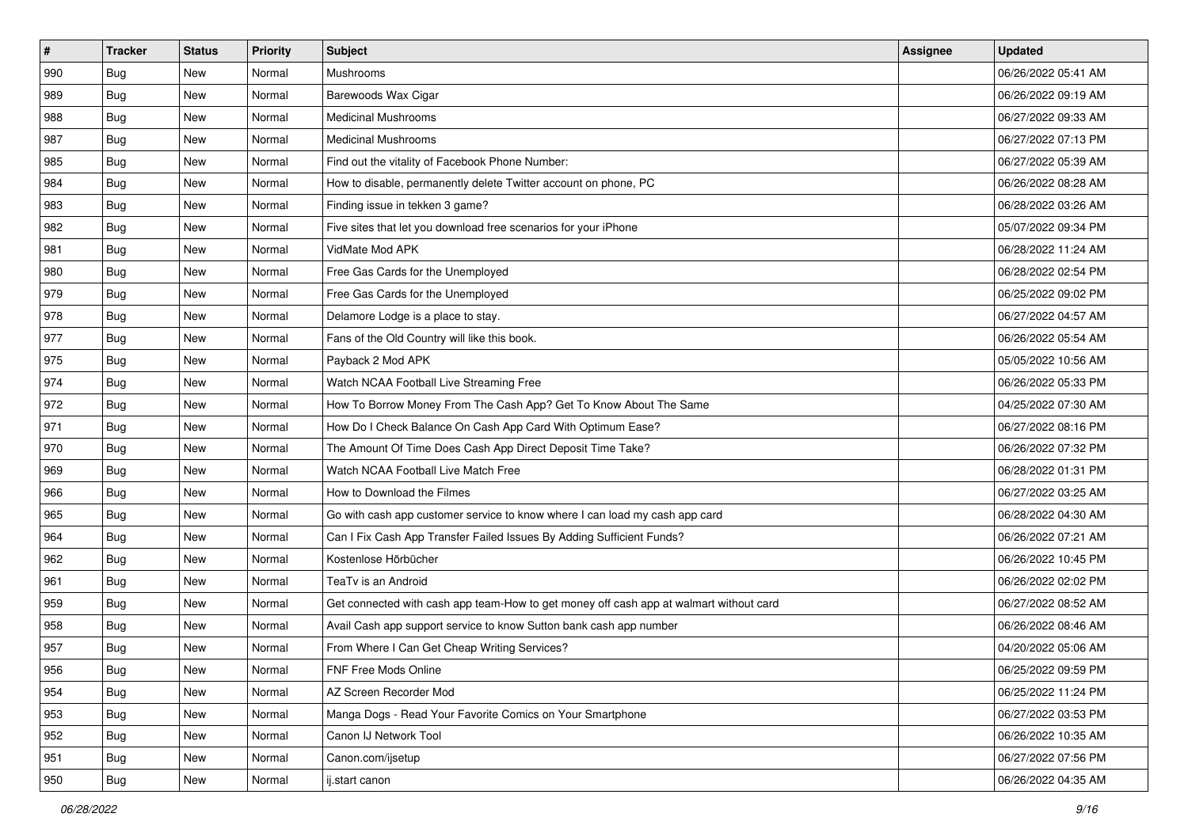| # | Tracker | Status | Priority | Subject | Assignee | Updated |
| --- | --- | --- | --- | --- | --- | --- |
| 990 | Bug | New | Normal | Mushrooms | | 06/26/2022 05:41 AM |
| 989 | Bug | New | Normal | Barewoods Wax Cigar | | 06/26/2022 09:19 AM |
| 988 | Bug | New | Normal | Medicinal Mushrooms | | 06/27/2022 09:33 AM |
| 987 | Bug | New | Normal | Medicinal Mushrooms | | 06/27/2022 07:13 PM |
| 985 | Bug | New | Normal | Find out the vitality of Facebook Phone Number: | | 06/27/2022 05:39 AM |
| 984 | Bug | New | Normal | How to disable, permanently delete Twitter account on phone, PC | | 06/26/2022 08:28 AM |
| 983 | Bug | New | Normal | Finding issue in tekken 3 game? | | 06/28/2022 03:26 AM |
| 982 | Bug | New | Normal | Five sites that let you download free scenarios for your iPhone | | 05/07/2022 09:34 PM |
| 981 | Bug | New | Normal | VidMate Mod APK | | 06/28/2022 11:24 AM |
| 980 | Bug | New | Normal | Free Gas Cards for the Unemployed | | 06/28/2022 02:54 PM |
| 979 | Bug | New | Normal | Free Gas Cards for the Unemployed | | 06/25/2022 09:02 PM |
| 978 | Bug | New | Normal | Delamore Lodge is a place to stay. | | 06/27/2022 04:57 AM |
| 977 | Bug | New | Normal | Fans of the Old Country will like this book. | | 06/26/2022 05:54 AM |
| 975 | Bug | New | Normal | Payback 2 Mod APK | | 05/05/2022 10:56 AM |
| 974 | Bug | New | Normal | Watch NCAA Football Live Streaming Free | | 06/26/2022 05:33 PM |
| 972 | Bug | New | Normal | How To Borrow Money From The Cash App? Get To Know About The Same | | 04/25/2022 07:30 AM |
| 971 | Bug | New | Normal | How Do I Check Balance On Cash App Card With Optimum Ease? | | 06/27/2022 08:16 PM |
| 970 | Bug | New | Normal | The Amount Of Time Does Cash App Direct Deposit Time Take? | | 06/26/2022 07:32 PM |
| 969 | Bug | New | Normal | Watch NCAA Football Live Match Free | | 06/28/2022 01:31 PM |
| 966 | Bug | New | Normal | How to Download the Filmes | | 06/27/2022 03:25 AM |
| 965 | Bug | New | Normal | Go with cash app customer service to know where I can load my cash app card | | 06/28/2022 04:30 AM |
| 964 | Bug | New | Normal | Can I Fix Cash App Transfer Failed Issues By Adding Sufficient Funds? | | 06/26/2022 07:21 AM |
| 962 | Bug | New | Normal | Kostenlose Hörbücher | | 06/26/2022 10:45 PM |
| 961 | Bug | New | Normal | TeaTv is an Android | | 06/26/2022 02:02 PM |
| 959 | Bug | New | Normal | Get connected with cash app team-How to get money off cash app at walmart without card | | 06/27/2022 08:52 AM |
| 958 | Bug | New | Normal | Avail Cash app support service to know Sutton bank cash app number | | 06/26/2022 08:46 AM |
| 957 | Bug | New | Normal | From Where I Can Get Cheap Writing Services? | | 04/20/2022 05:06 AM |
| 956 | Bug | New | Normal | FNF Free Mods Online | | 06/25/2022 09:59 PM |
| 954 | Bug | New | Normal | AZ Screen Recorder Mod | | 06/25/2022 11:24 PM |
| 953 | Bug | New | Normal | Manga Dogs - Read Your Favorite Comics on Your Smartphone | | 06/27/2022 03:53 PM |
| 952 | Bug | New | Normal | Canon IJ Network Tool | | 06/26/2022 10:35 AM |
| 951 | Bug | New | Normal | Canon.com/ijsetup | | 06/27/2022 07:56 PM |
| 950 | Bug | New | Normal | ij.start canon | | 06/26/2022 04:35 AM |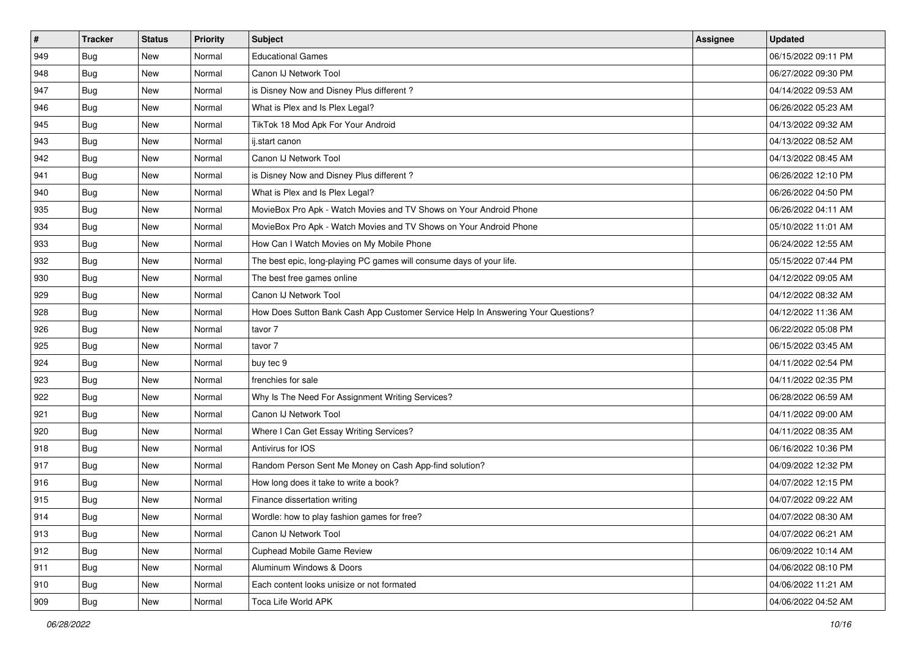| # | Tracker | Status | Priority | Subject | Assignee | Updated |
| --- | --- | --- | --- | --- | --- | --- |
| 949 | Bug | New | Normal | Educational Games | | 06/15/2022 09:11 PM |
| 948 | Bug | New | Normal | Canon IJ Network Tool | | 06/27/2022 09:30 PM |
| 947 | Bug | New | Normal | is Disney Now and Disney Plus different ? | | 04/14/2022 09:53 AM |
| 946 | Bug | New | Normal | What is Plex and Is Plex Legal? | | 06/26/2022 05:23 AM |
| 945 | Bug | New | Normal | TikTok 18 Mod Apk For Your Android | | 04/13/2022 09:32 AM |
| 943 | Bug | New | Normal | ij.start canon | | 04/13/2022 08:52 AM |
| 942 | Bug | New | Normal | Canon IJ Network Tool | | 04/13/2022 08:45 AM |
| 941 | Bug | New | Normal | is Disney Now and Disney Plus different ? | | 06/26/2022 12:10 PM |
| 940 | Bug | New | Normal | What is Plex and Is Plex Legal? | | 06/26/2022 04:50 PM |
| 935 | Bug | New | Normal | MovieBox Pro Apk - Watch Movies and TV Shows on Your Android Phone | | 06/26/2022 04:11 AM |
| 934 | Bug | New | Normal | MovieBox Pro Apk - Watch Movies and TV Shows on Your Android Phone | | 05/10/2022 11:01 AM |
| 933 | Bug | New | Normal | How Can I Watch Movies on My Mobile Phone | | 06/24/2022 12:55 AM |
| 932 | Bug | New | Normal | The best epic, long-playing PC games will consume days of your life. | | 05/15/2022 07:44 PM |
| 930 | Bug | New | Normal | The best free games online | | 04/12/2022 09:05 AM |
| 929 | Bug | New | Normal | Canon IJ Network Tool | | 04/12/2022 08:32 AM |
| 928 | Bug | New | Normal | How Does Sutton Bank Cash App Customer Service Help In Answering Your Questions? | | 04/12/2022 11:36 AM |
| 926 | Bug | New | Normal | tavor 7 | | 06/22/2022 05:08 PM |
| 925 | Bug | New | Normal | tavor 7 | | 06/15/2022 03:45 AM |
| 924 | Bug | New | Normal | buy tec 9 | | 04/11/2022 02:54 PM |
| 923 | Bug | New | Normal | frenchies for sale | | 04/11/2022 02:35 PM |
| 922 | Bug | New | Normal | Why Is The Need For Assignment Writing Services? | | 06/28/2022 06:59 AM |
| 921 | Bug | New | Normal | Canon IJ Network Tool | | 04/11/2022 09:00 AM |
| 920 | Bug | New | Normal | Where I Can Get Essay Writing Services? | | 04/11/2022 08:35 AM |
| 918 | Bug | New | Normal | Antivirus for IOS | | 06/16/2022 10:36 PM |
| 917 | Bug | New | Normal | Random Person Sent Me Money on Cash App-find solution? | | 04/09/2022 12:32 PM |
| 916 | Bug | New | Normal | How long does it take to write a book? | | 04/07/2022 12:15 PM |
| 915 | Bug | New | Normal | Finance dissertation writing | | 04/07/2022 09:22 AM |
| 914 | Bug | New | Normal | Wordle: how to play fashion games for free? | | 04/07/2022 08:30 AM |
| 913 | Bug | New | Normal | Canon IJ Network Tool | | 04/07/2022 06:21 AM |
| 912 | Bug | New | Normal | Cuphead Mobile Game Review | | 06/09/2022 10:14 AM |
| 911 | Bug | New | Normal | Aluminum Windows & Doors | | 04/06/2022 08:10 PM |
| 910 | Bug | New | Normal | Each content looks unisize or not formated | | 04/06/2022 11:21 AM |
| 909 | Bug | New | Normal | Toca Life World APK | | 04/06/2022 04:52 AM |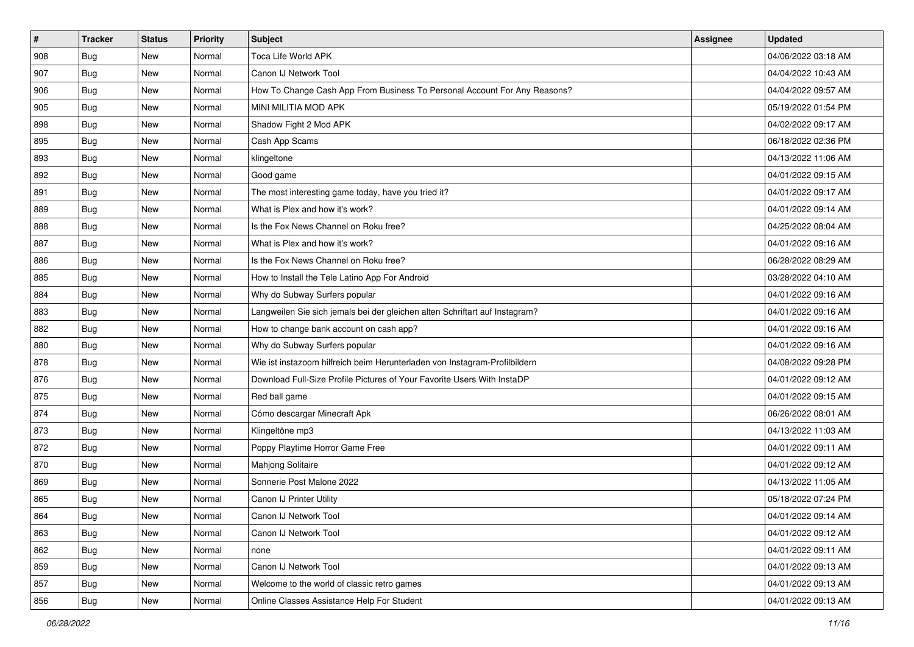| # | Tracker | Status | Priority | Subject | Assignee | Updated |
| --- | --- | --- | --- | --- | --- | --- |
| 908 | Bug | New | Normal | Toca Life World APK | | 04/06/2022 03:18 AM |
| 907 | Bug | New | Normal | Canon IJ Network Tool | | 04/04/2022 10:43 AM |
| 906 | Bug | New | Normal | How To Change Cash App From Business To Personal Account For Any Reasons? | | 04/04/2022 09:57 AM |
| 905 | Bug | New | Normal | MINI MILITIA MOD APK | | 05/19/2022 01:54 PM |
| 898 | Bug | New | Normal | Shadow Fight 2 Mod APK | | 04/02/2022 09:17 AM |
| 895 | Bug | New | Normal | Cash App Scams | | 06/18/2022 02:36 PM |
| 893 | Bug | New | Normal | klingeltone | | 04/13/2022 11:06 AM |
| 892 | Bug | New | Normal | Good game | | 04/01/2022 09:15 AM |
| 891 | Bug | New | Normal | The most interesting game today, have you tried it? | | 04/01/2022 09:17 AM |
| 889 | Bug | New | Normal | What is Plex and how it's work? | | 04/01/2022 09:14 AM |
| 888 | Bug | New | Normal | Is the Fox News Channel on Roku free? | | 04/25/2022 08:04 AM |
| 887 | Bug | New | Normal | What is Plex and how it's work? | | 04/01/2022 09:16 AM |
| 886 | Bug | New | Normal | Is the Fox News Channel on Roku free? | | 06/28/2022 08:29 AM |
| 885 | Bug | New | Normal | How to Install the Tele Latino App For Android | | 03/28/2022 04:10 AM |
| 884 | Bug | New | Normal | Why do Subway Surfers popular | | 04/01/2022 09:16 AM |
| 883 | Bug | New | Normal | Langweilen Sie sich jemals bei der gleichen alten Schriftart auf Instagram? | | 04/01/2022 09:16 AM |
| 882 | Bug | New | Normal | How to change bank account on cash app? | | 04/01/2022 09:16 AM |
| 880 | Bug | New | Normal | Why do Subway Surfers popular | | 04/01/2022 09:16 AM |
| 878 | Bug | New | Normal | Wie ist instazoom hilfreich beim Herunterladen von Instagram-Profilbildern | | 04/08/2022 09:28 PM |
| 876 | Bug | New | Normal | Download Full-Size Profile Pictures of Your Favorite Users With InstaDP | | 04/01/2022 09:12 AM |
| 875 | Bug | New | Normal | Red ball game | | 04/01/2022 09:15 AM |
| 874 | Bug | New | Normal | Cómo descargar Minecraft Apk | | 06/26/2022 08:01 AM |
| 873 | Bug | New | Normal | Klingeltöne mp3 | | 04/13/2022 11:03 AM |
| 872 | Bug | New | Normal | Poppy Playtime Horror Game Free | | 04/01/2022 09:11 AM |
| 870 | Bug | New | Normal | Mahjong Solitaire | | 04/01/2022 09:12 AM |
| 869 | Bug | New | Normal | Sonnerie Post Malone 2022 | | 04/13/2022 11:05 AM |
| 865 | Bug | New | Normal | Canon IJ Printer Utility | | 05/18/2022 07:24 PM |
| 864 | Bug | New | Normal | Canon IJ Network Tool | | 04/01/2022 09:14 AM |
| 863 | Bug | New | Normal | Canon IJ Network Tool | | 04/01/2022 09:12 AM |
| 862 | Bug | New | Normal | none | | 04/01/2022 09:11 AM |
| 859 | Bug | New | Normal | Canon IJ Network Tool | | 04/01/2022 09:13 AM |
| 857 | Bug | New | Normal | Welcome to the world of classic retro games | | 04/01/2022 09:13 AM |
| 856 | Bug | New | Normal | Online Classes Assistance Help For Student | | 04/01/2022 09:13 AM |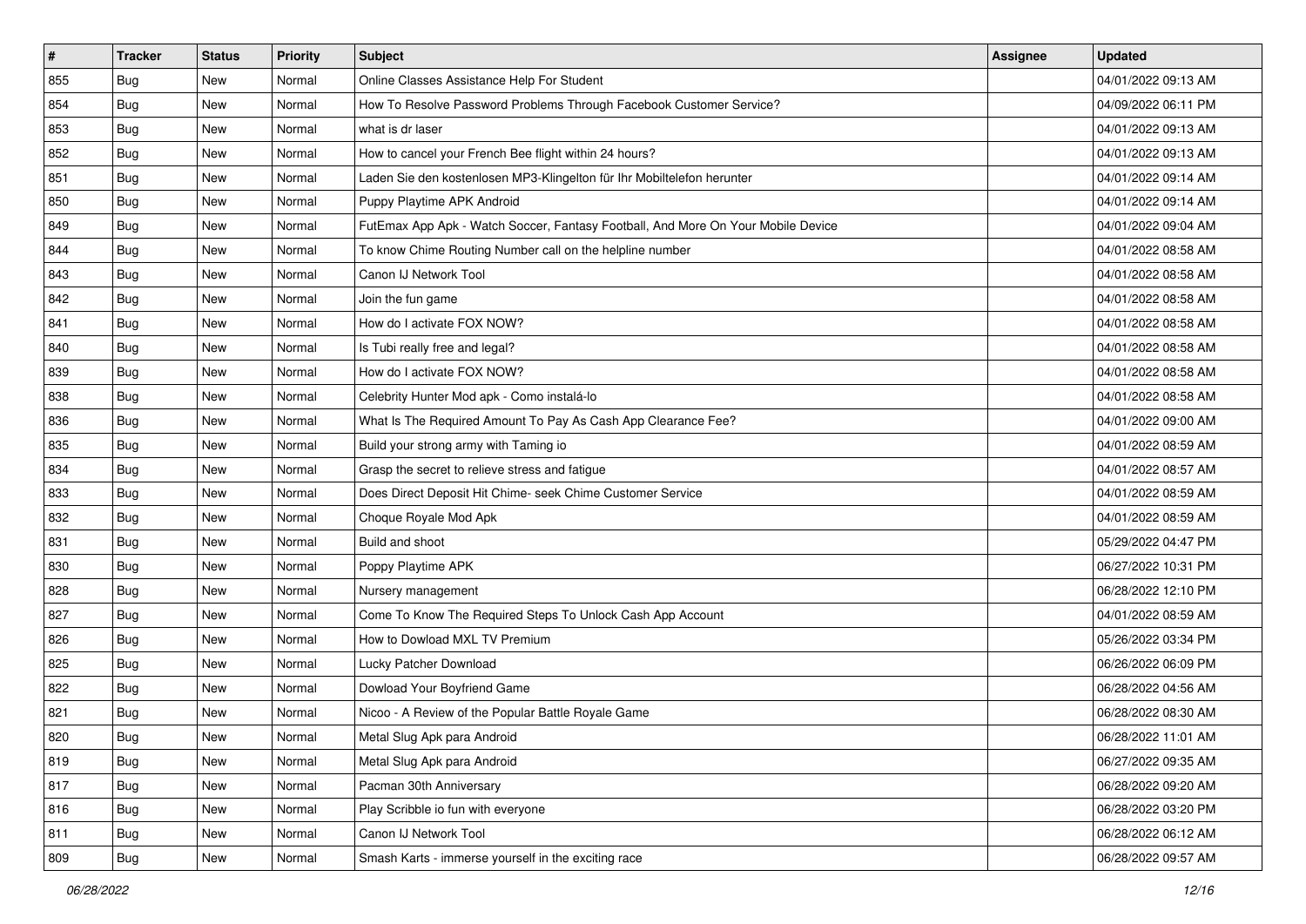| # | Tracker | Status | Priority | Subject | Assignee | Updated |
|---|---|---|---|---|---|---|
| 855 | Bug | New | Normal | Online Classes Assistance Help For Student | | 04/01/2022 09:13 AM |
| 854 | Bug | New | Normal | How To Resolve Password Problems Through Facebook Customer Service? | | 04/09/2022 06:11 PM |
| 853 | Bug | New | Normal | what is dr laser | | 04/01/2022 09:13 AM |
| 852 | Bug | New | Normal | How to cancel your French Bee flight within 24 hours? | | 04/01/2022 09:13 AM |
| 851 | Bug | New | Normal | Laden Sie den kostenlosen MP3-Klingelton für Ihr Mobiltelefon herunter | | 04/01/2022 09:14 AM |
| 850 | Bug | New | Normal | Puppy Playtime APK Android | | 04/01/2022 09:14 AM |
| 849 | Bug | New | Normal | FutEmax App Apk - Watch Soccer, Fantasy Football, And More On Your Mobile Device | | 04/01/2022 09:04 AM |
| 844 | Bug | New | Normal | To know Chime Routing Number call on the helpline number | | 04/01/2022 08:58 AM |
| 843 | Bug | New | Normal | Canon IJ Network Tool | | 04/01/2022 08:58 AM |
| 842 | Bug | New | Normal | Join the fun game | | 04/01/2022 08:58 AM |
| 841 | Bug | New | Normal | How do I activate FOX NOW? | | 04/01/2022 08:58 AM |
| 840 | Bug | New | Normal | Is Tubi really free and legal? | | 04/01/2022 08:58 AM |
| 839 | Bug | New | Normal | How do I activate FOX NOW? | | 04/01/2022 08:58 AM |
| 838 | Bug | New | Normal | Celebrity Hunter Mod apk - Como instalá-lo | | 04/01/2022 08:58 AM |
| 836 | Bug | New | Normal | What Is The Required Amount To Pay As Cash App Clearance Fee? | | 04/01/2022 09:00 AM |
| 835 | Bug | New | Normal | Build your strong army with Taming io | | 04/01/2022 08:59 AM |
| 834 | Bug | New | Normal | Grasp the secret to relieve stress and fatigue | | 04/01/2022 08:57 AM |
| 833 | Bug | New | Normal | Does Direct Deposit Hit Chime- seek Chime Customer Service | | 04/01/2022 08:59 AM |
| 832 | Bug | New | Normal | Choque Royale Mod Apk | | 04/01/2022 08:59 AM |
| 831 | Bug | New | Normal | Build and shoot | | 05/29/2022 04:47 PM |
| 830 | Bug | New | Normal | Poppy Playtime APK | | 06/27/2022 10:31 PM |
| 828 | Bug | New | Normal | Nursery management | | 06/28/2022 12:10 PM |
| 827 | Bug | New | Normal | Come To Know The Required Steps To Unlock Cash App Account | | 04/01/2022 08:59 AM |
| 826 | Bug | New | Normal | How to Dowload MXL TV Premium | | 05/26/2022 03:34 PM |
| 825 | Bug | New | Normal | Lucky Patcher Download | | 06/26/2022 06:09 PM |
| 822 | Bug | New | Normal | Dowload Your Boyfriend Game | | 06/28/2022 04:56 AM |
| 821 | Bug | New | Normal | Nicoo - A Review of the Popular Battle Royale Game | | 06/28/2022 08:30 AM |
| 820 | Bug | New | Normal | Metal Slug Apk para Android | | 06/28/2022 11:01 AM |
| 819 | Bug | New | Normal | Metal Slug Apk para Android | | 06/27/2022 09:35 AM |
| 817 | Bug | New | Normal | Pacman 30th Anniversary | | 06/28/2022 09:20 AM |
| 816 | Bug | New | Normal | Play Scribble io fun with everyone | | 06/28/2022 03:20 PM |
| 811 | Bug | New | Normal | Canon IJ Network Tool | | 06/28/2022 06:12 AM |
| 809 | Bug | New | Normal | Smash Karts - immerse yourself in the exciting race | | 06/28/2022 09:57 AM |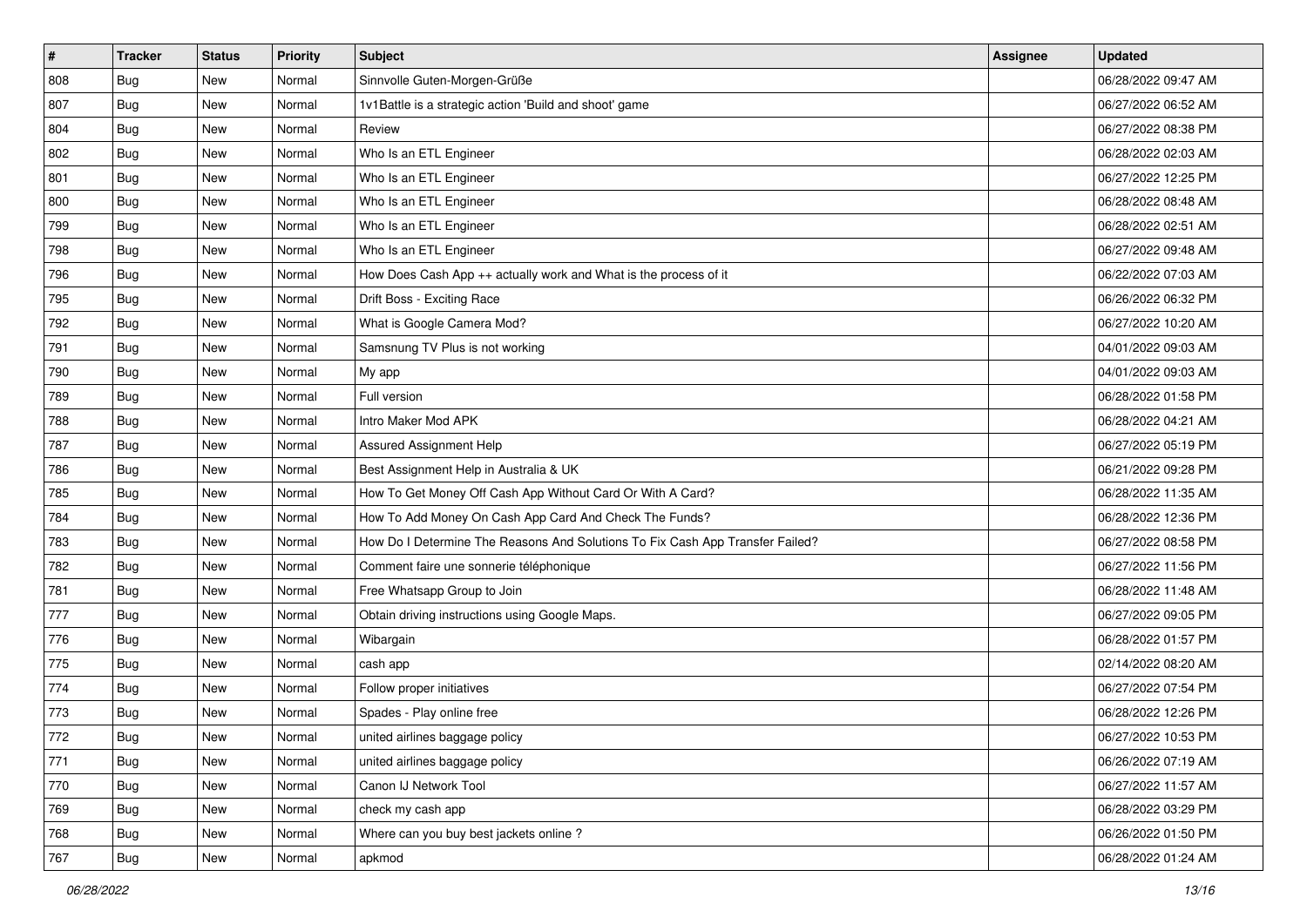| # | Tracker | Status | Priority | Subject | Assignee | Updated |
|---|---|---|---|---|---|---|
| 808 | Bug | New | Normal | Sinnvolle Guten-Morgen-Grüße | | 06/28/2022 09:47 AM |
| 807 | Bug | New | Normal | 1v1Battle is a strategic action 'Build and shoot' game | | 06/27/2022 06:52 AM |
| 804 | Bug | New | Normal | Review | | 06/27/2022 08:38 PM |
| 802 | Bug | New | Normal | Who Is an ETL Engineer | | 06/28/2022 02:03 AM |
| 801 | Bug | New | Normal | Who Is an ETL Engineer | | 06/27/2022 12:25 PM |
| 800 | Bug | New | Normal | Who Is an ETL Engineer | | 06/28/2022 08:48 AM |
| 799 | Bug | New | Normal | Who Is an ETL Engineer | | 06/28/2022 02:51 AM |
| 798 | Bug | New | Normal | Who Is an ETL Engineer | | 06/27/2022 09:48 AM |
| 796 | Bug | New | Normal | How Does Cash App ++ actually work and What is the process of it | | 06/22/2022 07:03 AM |
| 795 | Bug | New | Normal | Drift Boss - Exciting Race | | 06/26/2022 06:32 PM |
| 792 | Bug | New | Normal | What is Google Camera Mod? | | 06/27/2022 10:20 AM |
| 791 | Bug | New | Normal | Samsnung TV Plus is not working | | 04/01/2022 09:03 AM |
| 790 | Bug | New | Normal | My app | | 04/01/2022 09:03 AM |
| 789 | Bug | New | Normal | Full version | | 06/28/2022 01:58 PM |
| 788 | Bug | New | Normal | Intro Maker Mod APK | | 06/28/2022 04:21 AM |
| 787 | Bug | New | Normal | Assured Assignment Help | | 06/27/2022 05:19 PM |
| 786 | Bug | New | Normal | Best Assignment Help in Australia & UK | | 06/21/2022 09:28 PM |
| 785 | Bug | New | Normal | How To Get Money Off Cash App Without Card Or With A Card? | | 06/28/2022 11:35 AM |
| 784 | Bug | New | Normal | How To Add Money On Cash App Card And Check The Funds? | | 06/28/2022 12:36 PM |
| 783 | Bug | New | Normal | How Do I Determine The Reasons And Solutions To Fix Cash App Transfer Failed? | | 06/27/2022 08:58 PM |
| 782 | Bug | New | Normal | Comment faire une sonnerie téléphonique | | 06/27/2022 11:56 PM |
| 781 | Bug | New | Normal | Free Whatsapp Group to Join | | 06/28/2022 11:48 AM |
| 777 | Bug | New | Normal | Obtain driving instructions using Google Maps. | | 06/27/2022 09:05 PM |
| 776 | Bug | New | Normal | Wibargain | | 06/28/2022 01:57 PM |
| 775 | Bug | New | Normal | cash app | | 02/14/2022 08:20 AM |
| 774 | Bug | New | Normal | Follow proper initiatives | | 06/27/2022 07:54 PM |
| 773 | Bug | New | Normal | Spades - Play online free | | 06/28/2022 12:26 PM |
| 772 | Bug | New | Normal | united airlines baggage policy | | 06/27/2022 10:53 PM |
| 771 | Bug | New | Normal | united airlines baggage policy | | 06/26/2022 07:19 AM |
| 770 | Bug | New | Normal | Canon IJ Network Tool | | 06/27/2022 11:57 AM |
| 769 | Bug | New | Normal | check my cash app | | 06/28/2022 03:29 PM |
| 768 | Bug | New | Normal | Where can you buy best jackets online ? | | 06/26/2022 01:50 PM |
| 767 | Bug | New | Normal | apkmod | | 06/28/2022 01:24 AM |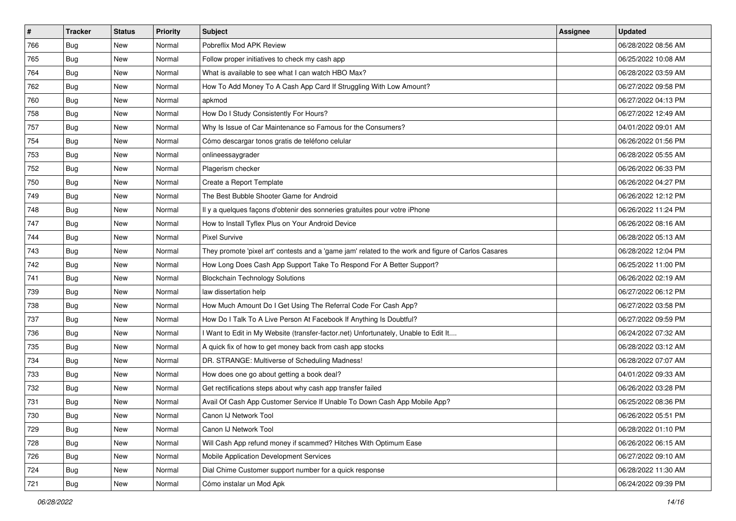| # | Tracker | Status | Priority | Subject | Assignee | Updated |
|---|---|---|---|---|---|---|
| 766 | Bug | New | Normal | Pobreflix Mod APK Review | | 06/28/2022 08:56 AM |
| 765 | Bug | New | Normal | Follow proper initiatives to check my cash app | | 06/25/2022 10:08 AM |
| 764 | Bug | New | Normal | What is available to see what I can watch HBO Max? | | 06/28/2022 03:59 AM |
| 762 | Bug | New | Normal | How To Add Money To A Cash App Card If Struggling With Low Amount? | | 06/27/2022 09:58 PM |
| 760 | Bug | New | Normal | apkmod | | 06/27/2022 04:13 PM |
| 758 | Bug | New | Normal | How Do I Study Consistently For Hours? | | 06/27/2022 12:49 AM |
| 757 | Bug | New | Normal | Why Is Issue of Car Maintenance so Famous for the Consumers? | | 04/01/2022 09:01 AM |
| 754 | Bug | New | Normal | Cómo descargar tonos gratis de teléfono celular | | 06/26/2022 01:56 PM |
| 753 | Bug | New | Normal | onlineessaygrader | | 06/28/2022 05:55 AM |
| 752 | Bug | New | Normal | Plagerism checker | | 06/26/2022 06:33 PM |
| 750 | Bug | New | Normal | Create a Report Template | | 06/26/2022 04:27 PM |
| 749 | Bug | New | Normal | The Best Bubble Shooter Game for Android | | 06/26/2022 12:12 PM |
| 748 | Bug | New | Normal | Il y a quelques façons d'obtenir des sonneries gratuites pour votre iPhone | | 06/26/2022 11:24 PM |
| 747 | Bug | New | Normal | How to Install Tyflex Plus on Your Android Device | | 06/26/2022 08:16 AM |
| 744 | Bug | New | Normal | Pixel Survive | | 06/28/2022 05:13 AM |
| 743 | Bug | New | Normal | They promote 'pixel art' contests and a 'game jam' related to the work and figure of Carlos Casares | | 06/28/2022 12:04 PM |
| 742 | Bug | New | Normal | How Long Does Cash App Support Take To Respond For A Better Support? | | 06/25/2022 11:00 PM |
| 741 | Bug | New | Normal | Blockchain Technology Solutions | | 06/26/2022 02:19 AM |
| 739 | Bug | New | Normal | law dissertation help | | 06/27/2022 06:12 PM |
| 738 | Bug | New | Normal | How Much Amount Do I Get Using The Referral Code For Cash App? | | 06/27/2022 03:58 PM |
| 737 | Bug | New | Normal | How Do I Talk To A Live Person At Facebook If Anything Is Doubtful? | | 06/27/2022 09:59 PM |
| 736 | Bug | New | Normal | I Want to Edit in My Website (transfer-factor.net) Unfortunately, Unable to Edit It.... | | 06/24/2022 07:32 AM |
| 735 | Bug | New | Normal | A quick fix of how to get money back from cash app stocks | | 06/28/2022 03:12 AM |
| 734 | Bug | New | Normal | DR. STRANGE: Multiverse of Scheduling Madness! | | 06/28/2022 07:07 AM |
| 733 | Bug | New | Normal | How does one go about getting a book deal? | | 04/01/2022 09:33 AM |
| 732 | Bug | New | Normal | Get rectifications steps about why cash app transfer failed | | 06/26/2022 03:28 PM |
| 731 | Bug | New | Normal | Avail Of Cash App Customer Service If Unable To Down Cash App Mobile App? | | 06/25/2022 08:36 PM |
| 730 | Bug | New | Normal | Canon IJ Network Tool | | 06/26/2022 05:51 PM |
| 729 | Bug | New | Normal | Canon IJ Network Tool | | 06/28/2022 01:10 PM |
| 728 | Bug | New | Normal | Will Cash App refund money if scammed? Hitches With Optimum Ease | | 06/26/2022 06:15 AM |
| 726 | Bug | New | Normal | Mobile Application Development Services | | 06/27/2022 09:10 AM |
| 724 | Bug | New | Normal | Dial Chime Customer support number for a quick response | | 06/28/2022 11:30 AM |
| 721 | Bug | New | Normal | Cómo instalar un Mod Apk | | 06/24/2022 09:39 PM |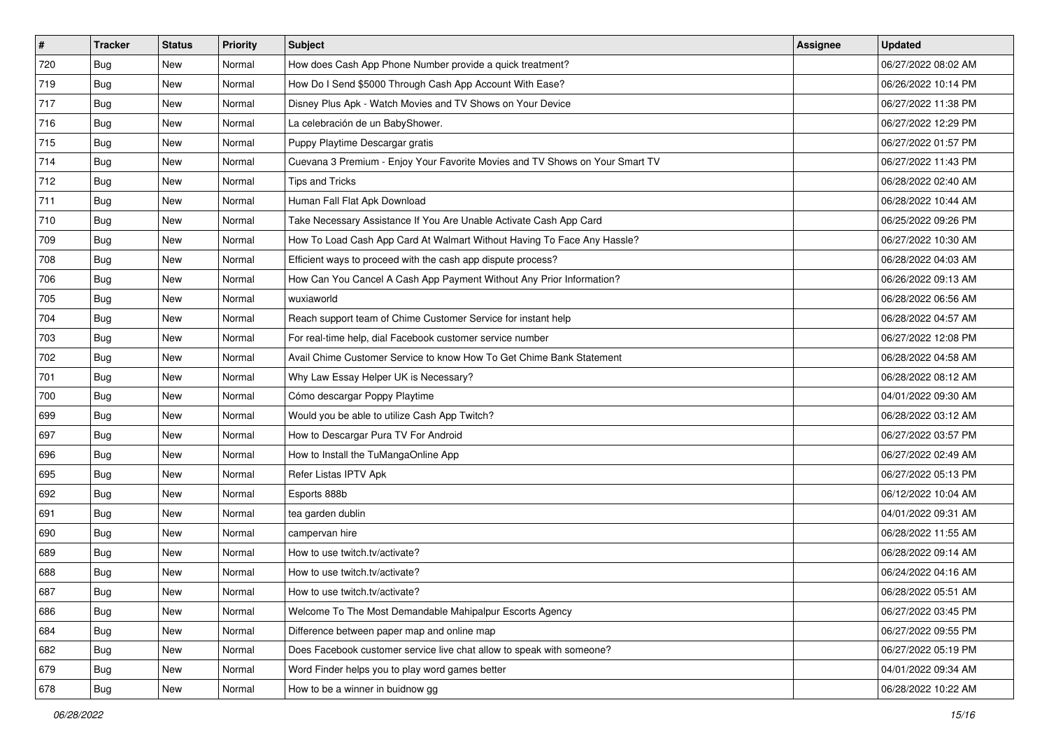| # | Tracker | Status | Priority | Subject | Assignee | Updated |
|---|---|---|---|---|---|---|
| 720 | Bug | New | Normal | How does Cash App Phone Number provide a quick treatment? | | 06/27/2022 08:02 AM |
| 719 | Bug | New | Normal | How Do I Send $5000 Through Cash App Account With Ease? | | 06/26/2022 10:14 PM |
| 717 | Bug | New | Normal | Disney Plus Apk - Watch Movies and TV Shows on Your Device | | 06/27/2022 11:38 PM |
| 716 | Bug | New | Normal | La celebración de un BabyShower. | | 06/27/2022 12:29 PM |
| 715 | Bug | New | Normal | Puppy Playtime Descargar gratis | | 06/27/2022 01:57 PM |
| 714 | Bug | New | Normal | Cuevana 3 Premium - Enjoy Your Favorite Movies and TV Shows on Your Smart TV | | 06/27/2022 11:43 PM |
| 712 | Bug | New | Normal | Tips and Tricks | | 06/28/2022 02:40 AM |
| 711 | Bug | New | Normal | Human Fall Flat Apk Download | | 06/28/2022 10:44 AM |
| 710 | Bug | New | Normal | Take Necessary Assistance If You Are Unable Activate Cash App Card | | 06/25/2022 09:26 PM |
| 709 | Bug | New | Normal | How To Load Cash App Card At Walmart Without Having To Face Any Hassle? | | 06/27/2022 10:30 AM |
| 708 | Bug | New | Normal | Efficient ways to proceed with the cash app dispute process? | | 06/28/2022 04:03 AM |
| 706 | Bug | New | Normal | How Can You Cancel A Cash App Payment Without Any Prior Information? | | 06/26/2022 09:13 AM |
| 705 | Bug | New | Normal | wuxiaworld | | 06/28/2022 06:56 AM |
| 704 | Bug | New | Normal | Reach support team of Chime Customer Service for instant help | | 06/28/2022 04:57 AM |
| 703 | Bug | New | Normal | For real-time help, dial Facebook customer service number | | 06/27/2022 12:08 PM |
| 702 | Bug | New | Normal | Avail Chime Customer Service to know How To Get Chime Bank Statement | | 06/28/2022 04:58 AM |
| 701 | Bug | New | Normal | Why Law Essay Helper UK is Necessary? | | 06/28/2022 08:12 AM |
| 700 | Bug | New | Normal | Cómo descargar Poppy Playtime | | 04/01/2022 09:30 AM |
| 699 | Bug | New | Normal | Would you be able to utilize Cash App Twitch? | | 06/28/2022 03:12 AM |
| 697 | Bug | New | Normal | How to Descargar Pura TV For Android | | 06/27/2022 03:57 PM |
| 696 | Bug | New | Normal | How to Install the TuMangaOnline App | | 06/27/2022 02:49 AM |
| 695 | Bug | New | Normal | Refer Listas IPTV Apk | | 06/27/2022 05:13 PM |
| 692 | Bug | New | Normal | Esports 888b | | 06/12/2022 10:04 AM |
| 691 | Bug | New | Normal | tea garden dublin | | 04/01/2022 09:31 AM |
| 690 | Bug | New | Normal | campervan hire | | 06/28/2022 11:55 AM |
| 689 | Bug | New | Normal | How to use twitch.tv/activate? | | 06/28/2022 09:14 AM |
| 688 | Bug | New | Normal | How to use twitch.tv/activate? | | 06/24/2022 04:16 AM |
| 687 | Bug | New | Normal | How to use twitch.tv/activate? | | 06/28/2022 05:51 AM |
| 686 | Bug | New | Normal | Welcome To The Most Demandable Mahipalpur Escorts Agency | | 06/27/2022 03:45 PM |
| 684 | Bug | New | Normal | Difference between paper map and online map | | 06/27/2022 09:55 PM |
| 682 | Bug | New | Normal | Does Facebook customer service live chat allow to speak with someone? | | 06/27/2022 05:19 PM |
| 679 | Bug | New | Normal | Word Finder helps you to play word games better | | 04/01/2022 09:34 AM |
| 678 | Bug | New | Normal | How to be a winner in buidnow gg | | 06/28/2022 10:22 AM |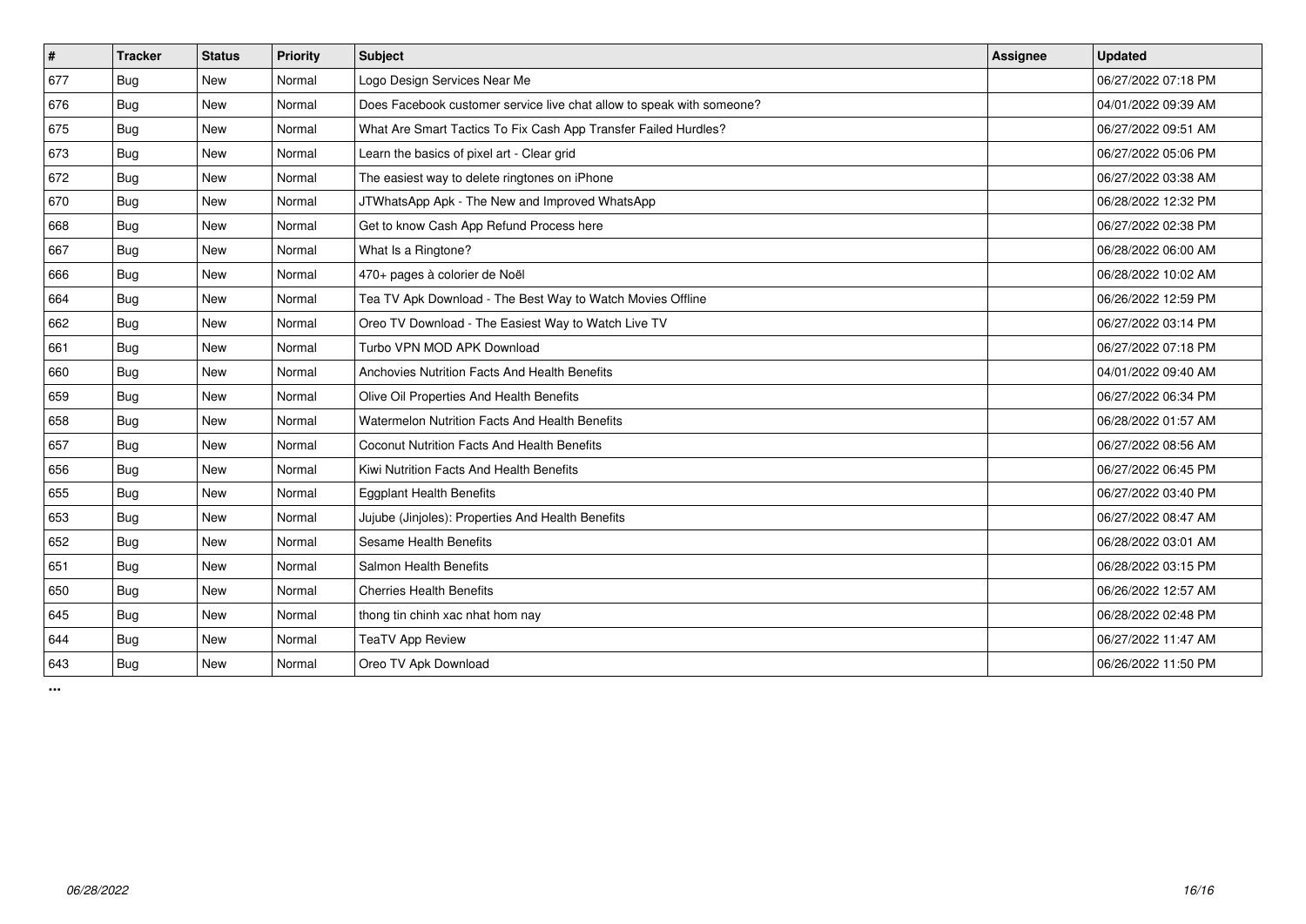| # | Tracker | Status | Priority | Subject | Assignee | Updated |
|---|---|---|---|---|---|---|
| 677 | Bug | New | Normal | Logo Design Services Near Me | | 06/27/2022 07:18 PM |
| 676 | Bug | New | Normal | Does Facebook customer service live chat allow to speak with someone? | | 04/01/2022 09:39 AM |
| 675 | Bug | New | Normal | What Are Smart Tactics To Fix Cash App Transfer Failed Hurdles? | | 06/27/2022 09:51 AM |
| 673 | Bug | New | Normal | Learn the basics of pixel art - Clear grid | | 06/27/2022 05:06 PM |
| 672 | Bug | New | Normal | The easiest way to delete ringtones on iPhone | | 06/27/2022 03:38 AM |
| 670 | Bug | New | Normal | JTWhatsApp Apk - The New and Improved WhatsApp | | 06/28/2022 12:32 PM |
| 668 | Bug | New | Normal | Get to know Cash App Refund Process here | | 06/27/2022 02:38 PM |
| 667 | Bug | New | Normal | What Is a Ringtone? | | 06/28/2022 06:00 AM |
| 666 | Bug | New | Normal | 470+ pages à colorier de Noël | | 06/28/2022 10:02 AM |
| 664 | Bug | New | Normal | Tea TV Apk Download - The Best Way to Watch Movies Offline | | 06/26/2022 12:59 PM |
| 662 | Bug | New | Normal | Oreo TV Download - The Easiest Way to Watch Live TV | | 06/27/2022 03:14 PM |
| 661 | Bug | New | Normal | Turbo VPN MOD APK Download | | 06/27/2022 07:18 PM |
| 660 | Bug | New | Normal | Anchovies Nutrition Facts And Health Benefits | | 04/01/2022 09:40 AM |
| 659 | Bug | New | Normal | Olive Oil Properties And Health Benefits | | 06/27/2022 06:34 PM |
| 658 | Bug | New | Normal | Watermelon Nutrition Facts And Health Benefits | | 06/28/2022 01:57 AM |
| 657 | Bug | New | Normal | Coconut Nutrition Facts And Health Benefits | | 06/27/2022 08:56 AM |
| 656 | Bug | New | Normal | Kiwi Nutrition Facts And Health Benefits | | 06/27/2022 06:45 PM |
| 655 | Bug | New | Normal | Eggplant Health Benefits | | 06/27/2022 03:40 PM |
| 653 | Bug | New | Normal | Jujube (Jinjoles): Properties And Health Benefits | | 06/27/2022 08:47 AM |
| 652 | Bug | New | Normal | Sesame Health Benefits | | 06/28/2022 03:01 AM |
| 651 | Bug | New | Normal | Salmon Health Benefits | | 06/28/2022 03:15 PM |
| 650 | Bug | New | Normal | Cherries Health Benefits | | 06/26/2022 12:57 AM |
| 645 | Bug | New | Normal | thong tin chinh xac nhat hom nay | | 06/28/2022 02:48 PM |
| 644 | Bug | New | Normal | TeaTV App Review | | 06/27/2022 11:47 AM |
| 643 | Bug | New | Normal | Oreo TV Apk Download | | 06/26/2022 11:50 PM |

...